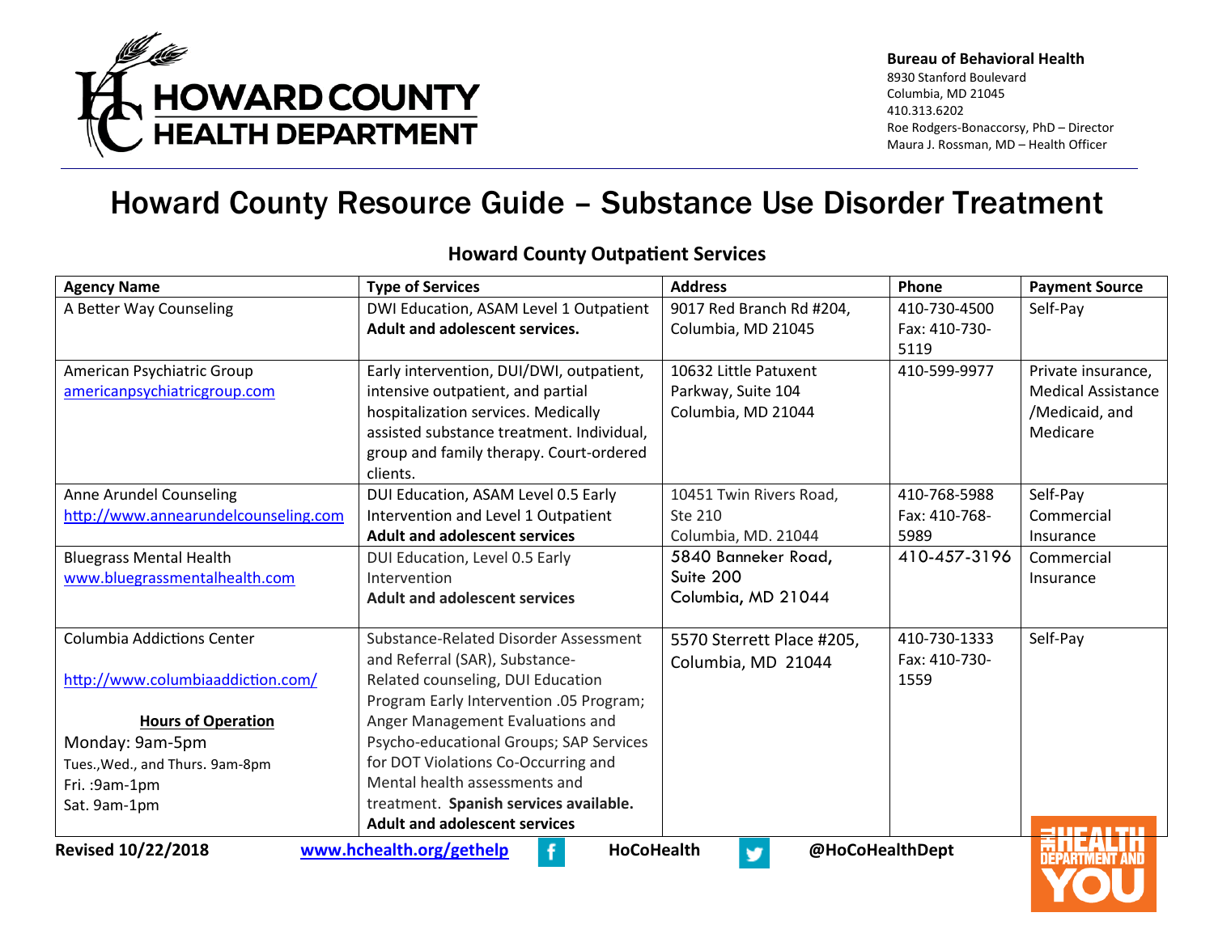**HOWARD COUNTY HEALTH DEPARTMENT**

**Bureau of Behavioral Health**
8930 Stanford Boulevard
Columbia, MD 21045
410.313.6202
Roe Rodgers-Bonaccorsy, PhD – Director
Maura J. Rossman, MD – Health Officer

# Howard County Resource Guide – Substance Use Disorder Treatment

## Howard County Outpatient Services

| Agency Name | Type of Services | Address | Phone | Payment Source |
|---|---|---|---|---|
| A Better Way Counseling | DWI Education, ASAM Level 1 Outpatient **Adult and adolescent services.** | 9017 Red Branch Rd #204, Columbia, MD 21045 | 410-730-4500 Fax: 410-730-5119 | Self-Pay |
| American Psychiatric Group americanpsychiatricgroup.com | Early intervention, DUI/DWI, outpatient, intensive outpatient, and partial hospitalization services. Medically assisted substance treatment. Individual, group and family therapy. Court-ordered clients. | 10632 Little Patuxent Parkway, Suite 104 Columbia, MD 21044 | 410-599-9977 | Private insurance, Medical Assistance /Medicaid, and Medicare |
| Anne Arundel Counseling http://www.annearundelcounseling.com | DUI Education, ASAM Level 0.5 Early Intervention and Level 1 Outpatient **Adult and adolescent services** | 10451 Twin Rivers Road, Ste 210 Columbia, MD. 21044 | 410-768-5988 Fax: 410-768-5989 | Self-Pay Commercial Insurance |
| Bluegrass Mental Health www.bluegrassmentalhealth.com | DUI Education, Level 0.5 Early Intervention **Adult and adolescent services** | 5840 Banneker Road, Suite 200 Columbia, MD 21044 | 410-457-3196 | Commercial Insurance |
| Columbia Addictions Center http://www.columbiaaddiction.com/ **Hours of Operation** Monday: 9am-5pm Tues.,Wed., and Thurs. 9am-8pm Fri. :9am-1pm Sat. 9am-1pm | Substance-Related Disorder Assessment and Referral (SAR), Substance-Related counseling, DUI Education Program Early Intervention .05 Program; Anger Management Evaluations and Psycho-educational Groups; SAP Services for DOT Violations Co-Occurring and Mental health assessments and treatment. **Spanish services available.** **Adult and adolescent services** | 5570 Sterrett Place #205, Columbia, MD 21044 | 410-730-1333 Fax: 410-730-1559 | Self-Pay |

Revised 10/22/2018 www.hchealth.org/gethelp HoCoHealth @HoCoHealthDept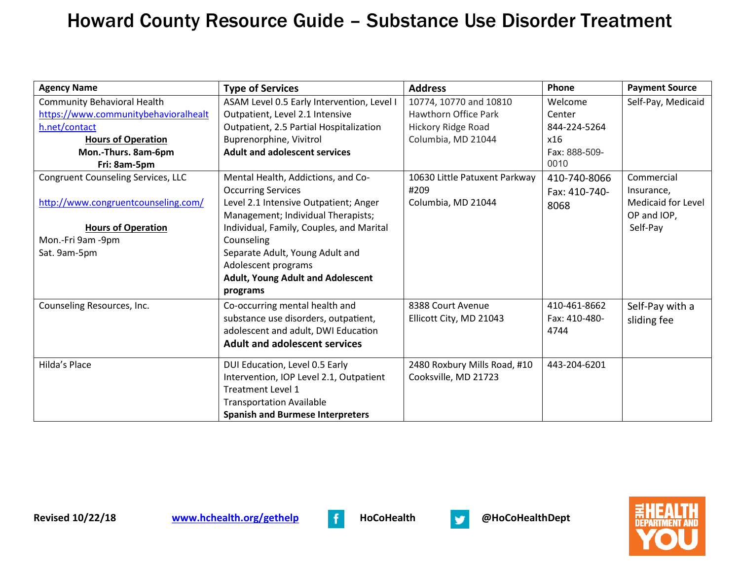# Howard County Resource Guide – Substance Use Disorder Treatment

| Agency Name | Type of Services | Address | Phone | Payment Source |
|---|---|---|---|---|
| Community Behavioral Health<br>https://www.communitybehavioralhealth.net/contact<br>**Hours of Operation**<br>**Mon.-Thurs. 8am-6pm**<br>**Fri: 8am-5pm** | ASAM Level 0.5 Early Intervention, Level I Outpatient, Level 2.1 Intensive Outpatient, 2.5 Partial Hospitalization Buprenorphine, Vivitrol<br>**Adult and adolescent services** | 10774, 10770 and 10810 Hawthorn Office Park Hickory Ridge Road Columbia, MD 21044 | Welcome Center 844-224-5264 x16<br>Fax: 888-509-0010 | Self-Pay, Medicaid |
| Congruent Counseling Services, LLC<br>http://www.congruentcounseling.com/<br>**Hours of Operation**<br>Mon.-Fri 9am -9pm<br>Sat. 9am-5pm | Mental Health, Addictions, and Co-Occurring Services<br>Level 2.1 Intensive Outpatient; Anger Management; Individual Therapists; Individual, Family, Couples, and Marital Counseling<br>Separate Adult, Young Adult and Adolescent programs<br>**Adult, Young Adult and Adolescent programs** | 10630 Little Patuxent Parkway #209<br>Columbia, MD 21044 | 410-740-8066<br>Fax: 410-740-8068 | Commercial Insurance, Medicaid for Level OP and IOP, Self-Pay |
| Counseling Resources, Inc. | Co-occurring mental health and substance use disorders, outpatient, adolescent and adult, DWI Education<br>**Adult and adolescent services** | 8388 Court Avenue<br>Ellicott City, MD 21043 | 410-461-8662<br>Fax: 410-480-4744 | Self-Pay with a sliding fee |
| Hilda's Place | DUI Education, Level 0.5 Early Intervention, IOP Level 2.1, Outpatient Treatment Level 1<br>Transportation Available<br>**Spanish and Burmese Interpreters** | 2480 Roxbury Mills Road, #10<br>Cooksville, MD 21723 | 443-204-6201 | |

**Revised 10/22/18** www.hchealth.org/gethelp **HoCoHealth** **@HoCoHealthDept**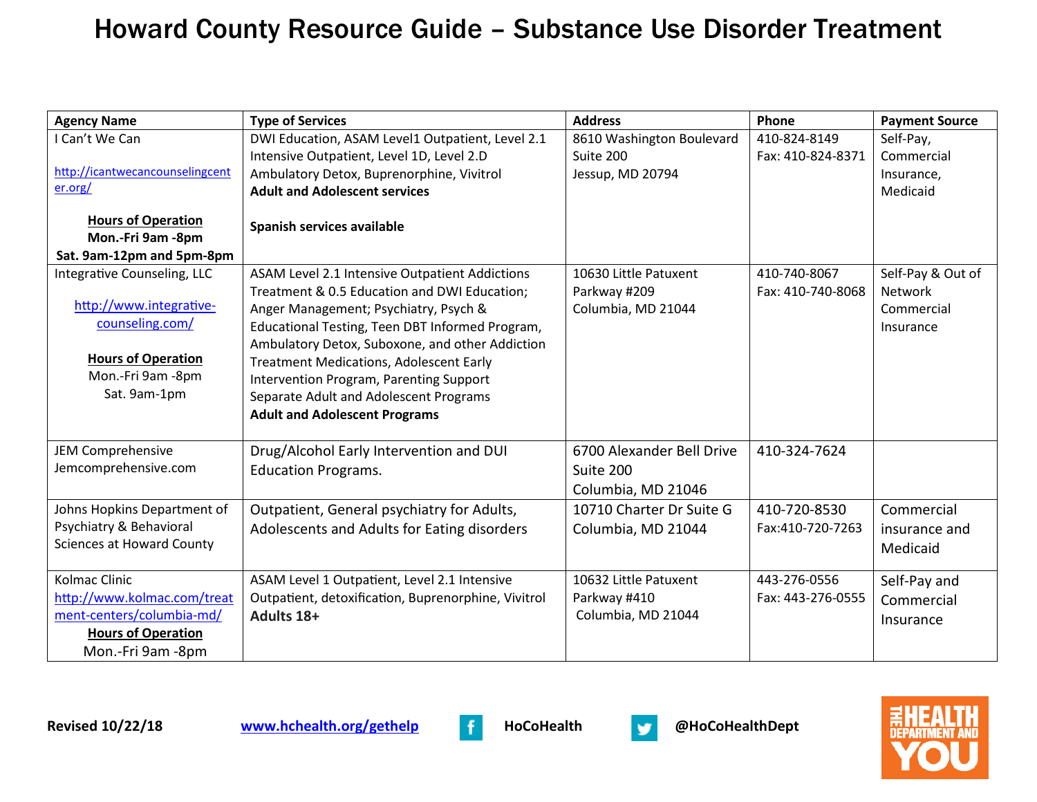# Howard County Resource Guide – Substance Use Disorder Treatment

| Agency Name | Type of Services | Address | Phone | Payment Source |
|---|---|---|---|---|
| I Can't We Can<br><br>http://icantwecancounselingcenter.org/<br><br>**Hours of Operation**<br>**Mon.-Fri 9am -8pm**<br>**Sat. 9am-12pm and 5pm-8pm** | DWI Education, ASAM Level1 Outpatient, Level 2.1 Intensive Outpatient, Level 1D, Level 2.D Ambulatory Detox, Buprenorphine, Vivitrol<br>**Adult and Adolescent services**<br><br>**Spanish services available** | 8610 Washington Boulevard Suite 200<br>Jessup, MD 20794 | 410-824-8149<br>Fax: 410-824-8371 | Self-Pay, Commercial Insurance, Medicaid |
| Integrative Counseling, LLC<br><br>http://www.integrative-counseling.com/<br><br>**Hours of Operation**<br>Mon.-Fri 9am -8pm<br>Sat. 9am-1pm | ASAM Level 2.1 Intensive Outpatient Addictions Treatment & 0.5 Education and DWI Education; Anger Management; Psychiatry, Psych & Educational Testing, Teen DBT Informed Program, Ambulatory Detox, Suboxone, and other Addiction Treatment Medications, Adolescent Early Intervention Program, Parenting Support<br>Separate Adult and Adolescent Programs<br>**Adult and Adolescent Programs** | 10630 Little Patuxent Parkway #209<br>Columbia, MD 21044 | 410-740-8067<br>Fax: 410-740-8068 | Self-Pay & Out of Network Commercial Insurance |
| JEM Comprehensive<br>Jemcomprehensive.com | Drug/Alcohol Early Intervention and DUI Education Programs. | 6700 Alexander Bell Drive Suite 200<br>Columbia, MD 21046 | 410-324-7624 | |
| Johns Hopkins Department of Psychiatry & Behavioral Sciences at Howard County | Outpatient, General psychiatry for Adults, Adolescents and Adults for Eating disorders | 10710 Charter Dr Suite G<br>Columbia, MD 21044 | 410-720-8530<br>Fax:410-720-7263 | Commercial insurance and Medicaid |
| Kolmac Clinic<br>http://www.kolmac.com/treatment-centers/columbia-md/<br>**Hours of Operation**<br>Mon.-Fri 9am -8pm | ASAM Level 1 Outpatient, Level 2.1 Intensive Outpatient, detoxification, Buprenorphine, Vivitrol<br>**Adults 18+** | 10632 Little Patuxent Parkway #410<br>Columbia, MD 21044 | 443-276-0556<br>Fax: 443-276-0555 | Self-Pay and Commercial Insurance |

**Revised 10/22/18** www.hchealth.org/gethelp HoCoHealth @HoCoHealthDept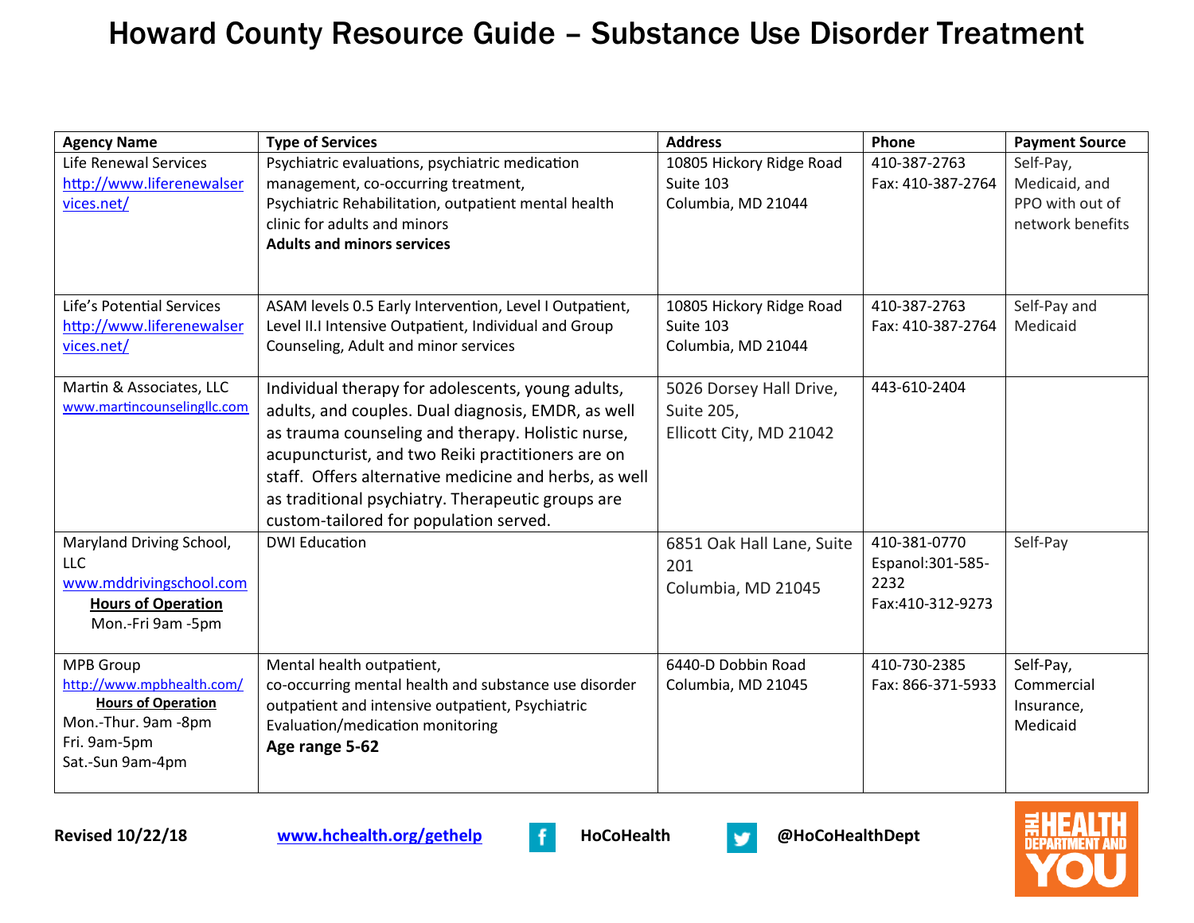# Howard County Resource Guide – Substance Use Disorder Treatment

| Agency Name | Type of Services | Address | Phone | Payment Source |
|---|---|---|---|---|
| Life Renewal Services http://www.liferenewalservices.net/ | Psychiatric evaluations, psychiatric medication management, co-occurring treatment, Psychiatric Rehabilitation, outpatient mental health clinic for adults and minors **Adults and minors services** | 10805 Hickory Ridge Road Suite 103 Columbia, MD 21044 | 410-387-2763 Fax: 410-387-2764 | Self-Pay, Medicaid, and PPO with out of network benefits |
| Life's Potential Services http://www.liferenewalservices.net/ | ASAM levels 0.5 Early Intervention, Level I Outpatient, Level II.I Intensive Outpatient, Individual and Group Counseling, Adult and minor services | 10805 Hickory Ridge Road Suite 103 Columbia, MD 21044 | 410-387-2763 Fax: 410-387-2764 | Self-Pay and Medicaid |
| Martin & Associates, LLC www.martincounselingllc.com | Individual therapy for adolescents, young adults, adults, and couples. Dual diagnosis, EMDR, as well as trauma counseling and therapy. Holistic nurse, acupuncturist, and two Reiki practitioners are on staff. Offers alternative medicine and herbs, as well as traditional psychiatry. Therapeutic groups are custom-tailored for population served. | 5026 Dorsey Hall Drive, Suite 205, Ellicott City, MD 21042 | 443-610-2404 | |
| Maryland Driving School, LLC www.mddrivingschool.com **Hours of Operation** Mon.-Fri 9am -5pm | DWI Education | 6851 Oak Hall Lane, Suite 201 Columbia, MD 21045 | 410-381-0770 Espanol:301-585-2232 Fax:410-312-9273 | Self-Pay |
| MPB Group http://www.mpbhealth.com/ **Hours of Operation** Mon.-Thur. 9am -8pm Fri. 9am-5pm Sat.-Sun 9am-4pm | Mental health outpatient, co-occurring mental health and substance use disorder outpatient and intensive outpatient, Psychiatric Evaluation/medication monitoring **Age range 5-62** | 6440-D Dobbin Road Columbia, MD 21045 | 410-730-2385 Fax: 866-371-5933 | Self-Pay, Commercial Insurance, Medicaid |

**Revised 10/22/18** | www.hchealth.org/gethelp | HoCoHealth | @HoCoHealthDept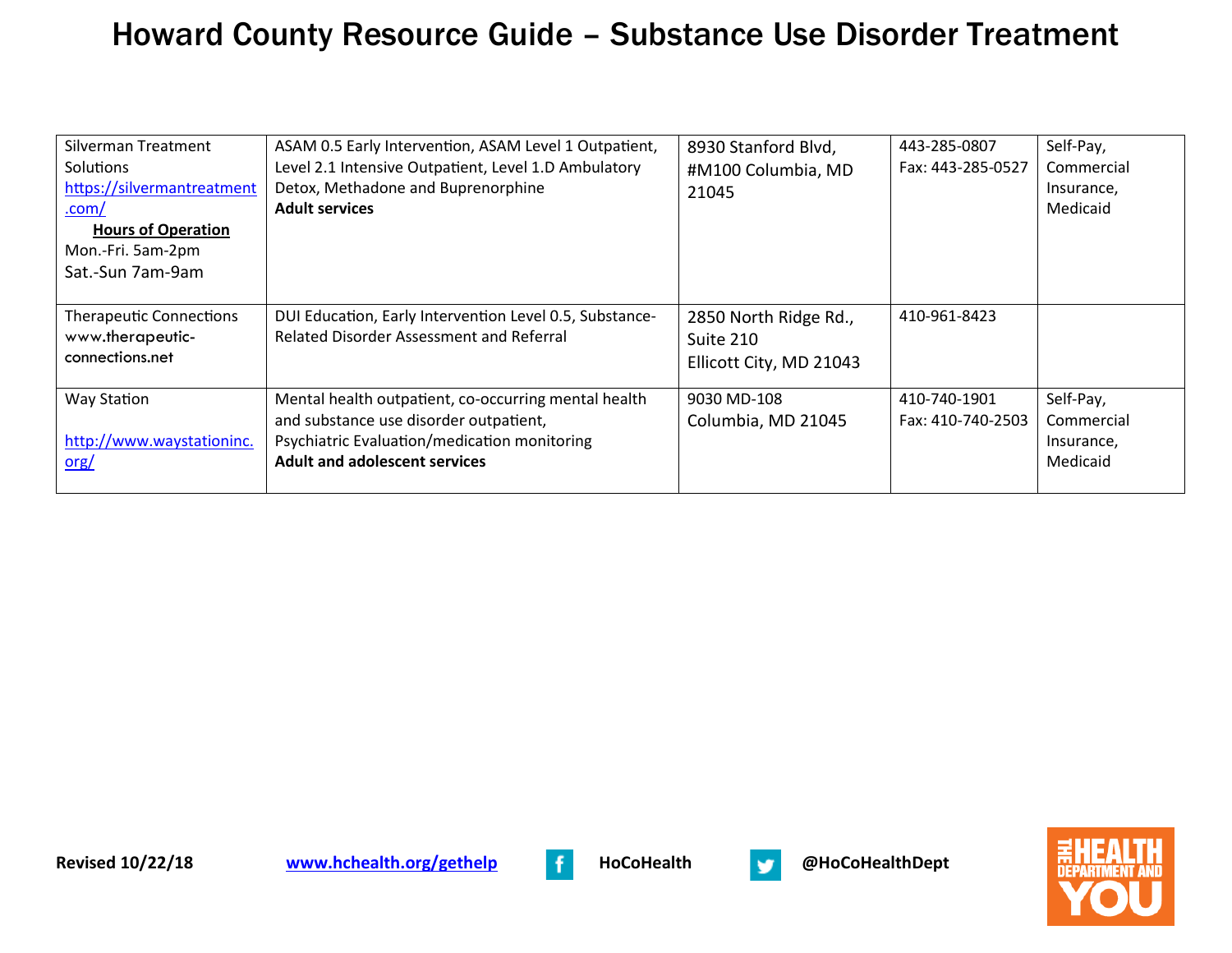# Howard County Resource Guide – Substance Use Disorder Treatment

| | | | | |
|---|---|---|---|---|
| Silverman Treatment Solutions https://silvermantreatment.com/ **Hours of Operation** Mon.-Fri. 5am-2pm Sat.-Sun 7am-9am | ASAM 0.5 Early Intervention, ASAM Level 1 Outpatient, Level 2.1 Intensive Outpatient, Level 1.D Ambulatory Detox, Methadone and Buprenorphine **Adult services** | 8930 Stanford Blvd, #M100 Columbia, MD 21045 | 443-285-0807 Fax: 443-285-0527 | Self-Pay, Commercial Insurance, Medicaid |
| Therapeutic Connections www.therapeutic-connections.net | DUI Education, Early Intervention Level 0.5, Substance-Related Disorder Assessment and Referral | 2850 North Ridge Rd., Suite 210 Ellicott City, MD 21043 | 410-961-8423 | |
| Way Station http://www.waystationinc.org/ | Mental health outpatient, co-occurring mental health and substance use disorder outpatient, Psychiatric Evaluation/medication monitoring **Adult and adolescent services** | 9030 MD-108 Columbia, MD 21045 | 410-740-1901 Fax: 410-740-2503 | Self-Pay, Commercial Insurance, Medicaid |

**Revised 10/22/18** www.hchealth.org/gethelp **HoCoHealth** **@HoCoHealthDept**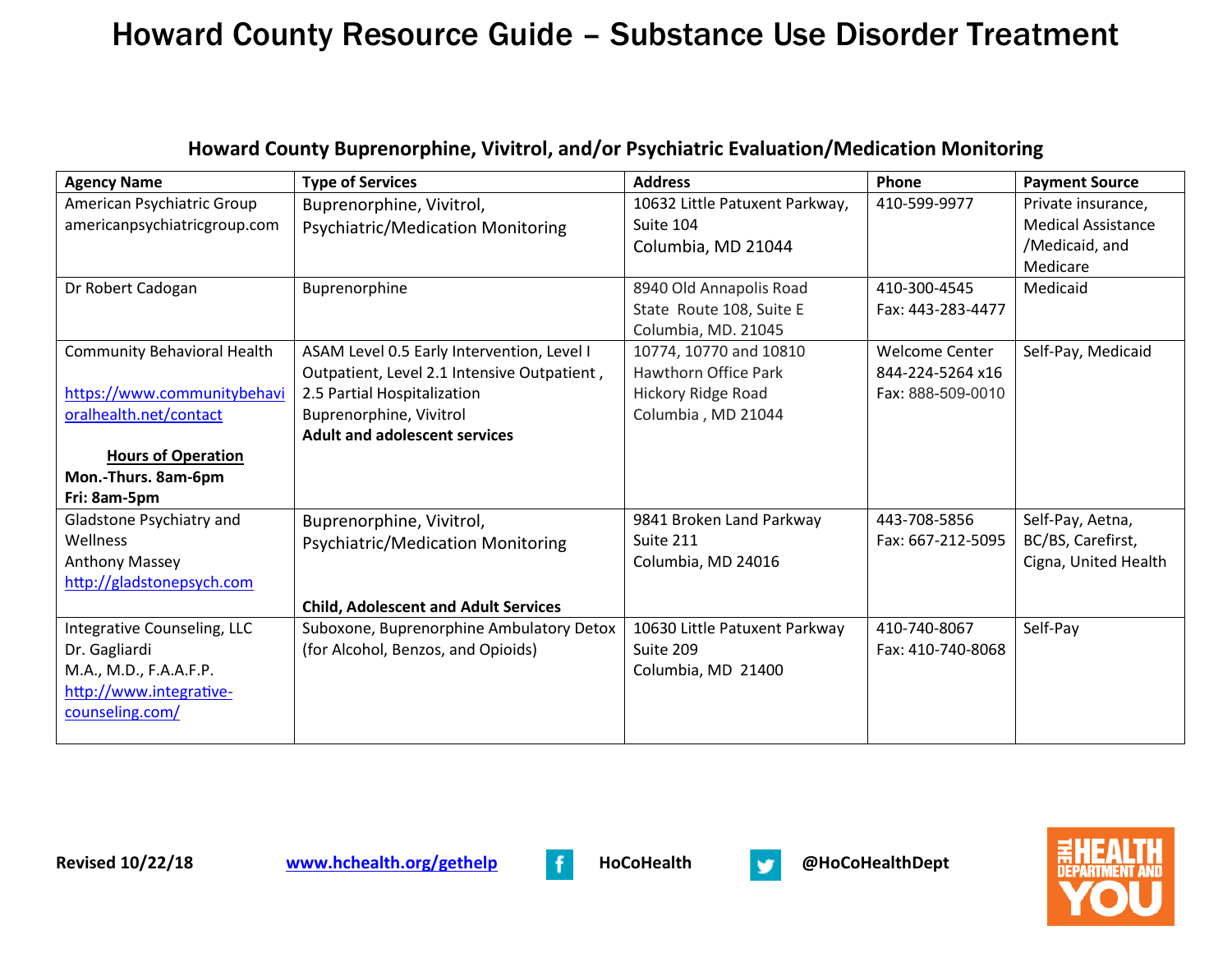# Howard County Resource Guide – Substance Use Disorder Treatment

## Howard County Buprenorphine, Vivitrol, and/or Psychiatric Evaluation/Medication Monitoring

| Agency Name | Type of Services | Address | Phone | Payment Source |
|---|---|---|---|---|
| American Psychiatric Group<br>americanpsychiatricgroup.com | Buprenorphine, Vivitrol, Psychiatric/Medication Monitoring | 10632 Little Patuxent Parkway, Suite 104<br>Columbia, MD 21044 | 410-599-9977 | Private insurance, Medical Assistance /Medicaid, and Medicare |
| Dr Robert Cadogan | Buprenorphine | 8940 Old Annapolis Road<br>State Route 108, Suite E<br>Columbia, MD. 21045 | 410-300-4545<br>Fax: 443-283-4477 | Medicaid |
| Community Behavioral Health<br><br>https://www.communitybehavioralhealth.net/contact<br><br>**Hours of Operation**<br>**Mon.-Thurs. 8am-6pm**<br>**Fri: 8am-5pm** | ASAM Level 0.5 Early Intervention, Level I Outpatient, Level 2.1 Intensive Outpatient , 2.5 Partial Hospitalization<br>Buprenorphine, Vivitrol<br>**Adult and adolescent services** | 10774, 10770 and 10810<br>Hawthorn Office Park<br>Hickory Ridge Road<br>Columbia , MD 21044 | Welcome Center<br>844-224-5264 x16<br>Fax: 888-509-0010 | Self-Pay, Medicaid |
| Gladstone Psychiatry and Wellness<br>Anthony Massey<br>http://gladstonepsych.com | Buprenorphine, Vivitrol, Psychiatric/Medication Monitoring<br><br>**Child, Adolescent and Adult Services** | 9841 Broken Land Parkway<br>Suite 211<br>Columbia, MD 24016 | 443-708-5856<br>Fax: 667-212-5095 | Self-Pay, Aetna, BC/BS, Carefirst, Cigna, United Health |
| Integrative Counseling, LLC<br>Dr. Gagliardi<br>M.A., M.D., F.A.A.F.P.<br>http://www.integrative-counseling.com/ | Suboxone, Buprenorphine Ambulatory Detox (for Alcohol, Benzos, and Opioids) | 10630 Little Patuxent Parkway<br>Suite 209<br>Columbia, MD 21400 | 410-740-8067<br>Fax: 410-740-8068 | Self-Pay |

**Revised 10/22/18** www.hchealth.org/gethelp **HoCoHealth** **@HoCoHealthDept**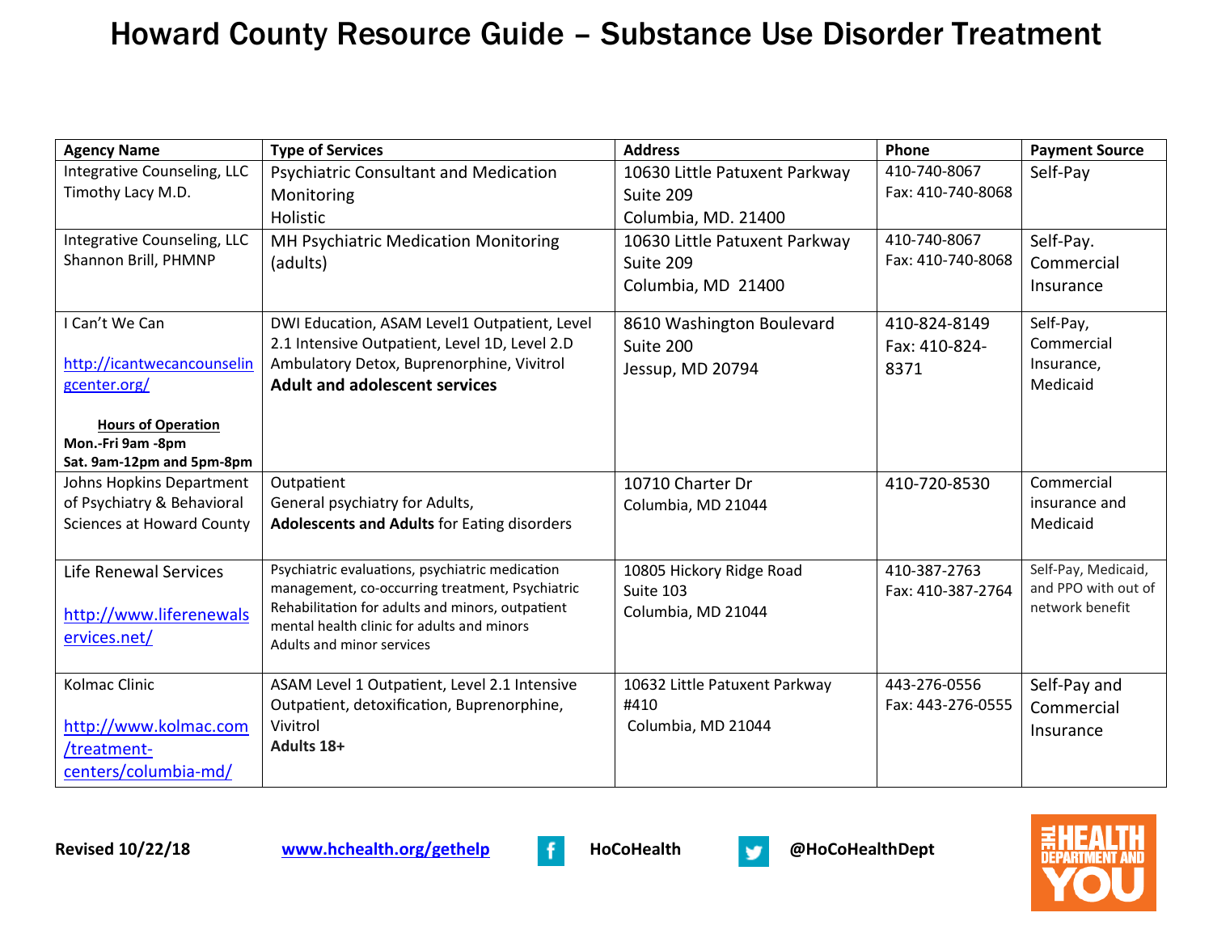# Howard County Resource Guide – Substance Use Disorder Treatment

| Agency Name | Type of Services | Address | Phone | Payment Source |
|---|---|---|---|---|
| Integrative Counseling, LLC<br>Timothy Lacy M.D. | Psychiatric Consultant and Medication Monitoring<br>Holistic | 10630 Little Patuxent Parkway<br>Suite 209<br>Columbia, MD. 21400 | 410-740-8067<br>Fax: 410-740-8068 | Self-Pay |
| Integrative Counseling, LLC<br>Shannon Brill, PHMNP | MH Psychiatric Medication Monitoring (adults) | 10630 Little Patuxent Parkway<br>Suite 209<br>Columbia, MD 21400 | 410-740-8067<br>Fax: 410-740-8068 | Self-Pay.<br>Commercial Insurance |
| I Can't We Can<br><br>http://icantwecancounselingcenter.org/<br><br>**Hours of Operation**<br>**Mon.-Fri 9am -8pm**<br>**Sat. 9am-12pm and 5pm-8pm** | DWI Education, ASAM Level1 Outpatient, Level 2.1 Intensive Outpatient, Level 1D, Level 2.D Ambulatory Detox, Buprenorphine, Vivitrol<br>**Adult and adolescent services** | 8610 Washington Boulevard<br>Suite 200<br>Jessup, MD 20794 | 410-824-8149<br>Fax: 410-824-8371 | Self-Pay,<br>Commercial Insurance,<br>Medicaid |
| Johns Hopkins Department of Psychiatry & Behavioral Sciences at Howard County | Outpatient<br>General psychiatry for Adults,<br>**Adolescents and Adults** for Eating disorders | 10710 Charter Dr<br>Columbia, MD 21044 | 410-720-8530 | Commercial insurance and Medicaid |
| Life Renewal Services<br><br>http://www.liferenewalservices.net/ | Psychiatric evaluations, psychiatric medication management, co-occurring treatment, Psychiatric Rehabilitation for adults and minors, outpatient mental health clinic for adults and minors<br>Adults and minor services | 10805 Hickory Ridge Road<br>Suite 103<br>Columbia, MD 21044 | 410-387-2763<br>Fax: 410-387-2764 | Self-Pay, Medicaid, and PPO with out of network benefit |
| Kolmac Clinic<br><br>http://www.kolmac.com/treatment-centers/columbia-md/ | ASAM Level 1 Outpatient, Level 2.1 Intensive Outpatient, detoxification, Buprenorphine, Vivitrol<br>**Adults 18+** | 10632 Little Patuxent Parkway<br>#410<br>Columbia, MD 21044 | 443-276-0556<br>Fax: 443-276-0555 | Self-Pay and Commercial Insurance |

**Revised 10/22/18** www.hchealth.org/gethelp **HoCoHealth** **@HoCoHealthDept**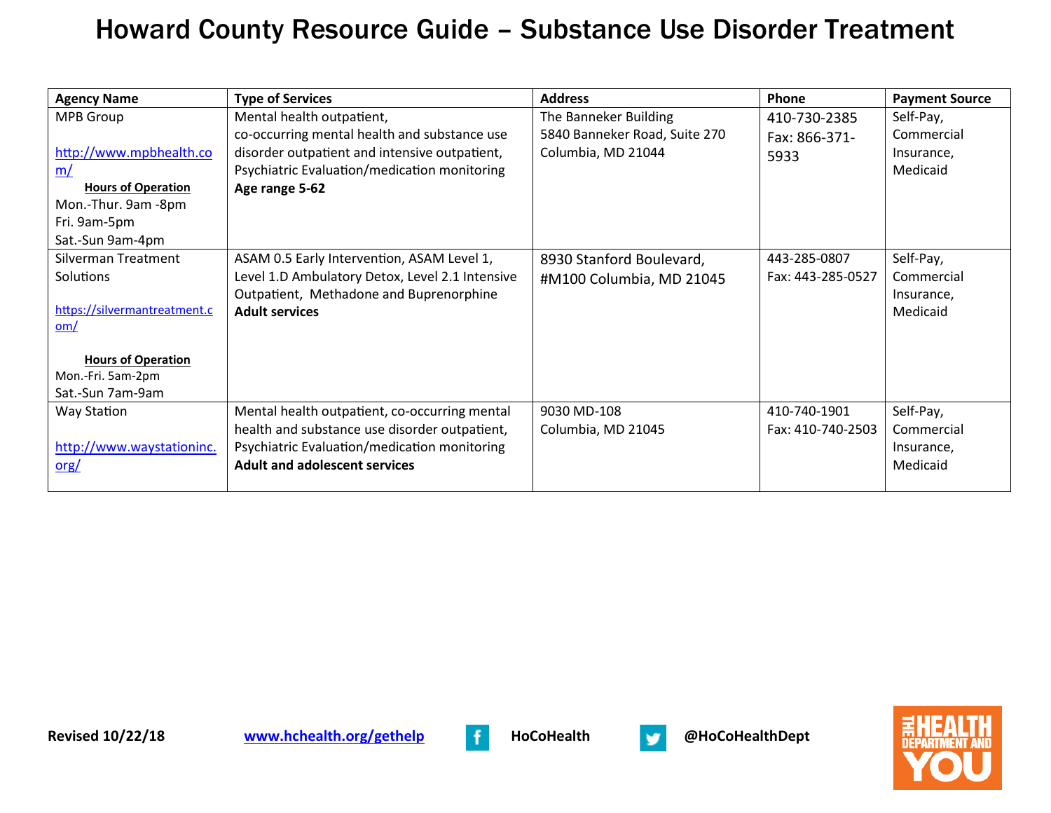# Howard County Resource Guide – Substance Use Disorder Treatment

| Agency Name | Type of Services | Address | Phone | Payment Source |
|---|---|---|---|---|
| MPB Group<br><br>http://www.mpbhealth.com/<br><br>**Hours of Operation**<br>Mon.-Thur. 9am -8pm<br>Fri. 9am-5pm<br>Sat.-Sun 9am-4pm | Mental health outpatient,<br>co-occurring mental health and substance use disorder outpatient and intensive outpatient, Psychiatric Evaluation/medication monitoring<br>**Age range 5-62** | The Banneker Building<br>5840 Banneker Road, Suite 270<br>Columbia, MD 21044 | 410-730-2385<br>Fax: 866-371-5933 | Self-Pay, Commercial Insurance, Medicaid |
| Silverman Treatment Solutions<br><br>https://silvermantreatment.com/<br><br>**Hours of Operation**<br>Mon.-Fri. 5am-2pm<br>Sat.-Sun 7am-9am | ASAM 0.5 Early Intervention, ASAM Level 1, Level 1.D Ambulatory Detox, Level 2.1 Intensive Outpatient, Methadone and Buprenorphine<br>**Adult services** | 8930 Stanford Boulevard, #M100 Columbia, MD 21045 | 443-285-0807<br>Fax: 443-285-0527 | Self-Pay, Commercial Insurance, Medicaid |
| Way Station<br><br>http://www.waystationinc.org/ | Mental health outpatient, co-occurring mental health and substance use disorder outpatient, Psychiatric Evaluation/medication monitoring<br>**Adult and adolescent services** | 9030 MD-108<br>Columbia, MD 21045 | 410-740-1901<br>Fax: 410-740-2503 | Self-Pay, Commercial Insurance, Medicaid |

**Revised 10/22/18** www.hchealth.org/gethelp **HoCoHealth** **@HoCoHealthDept**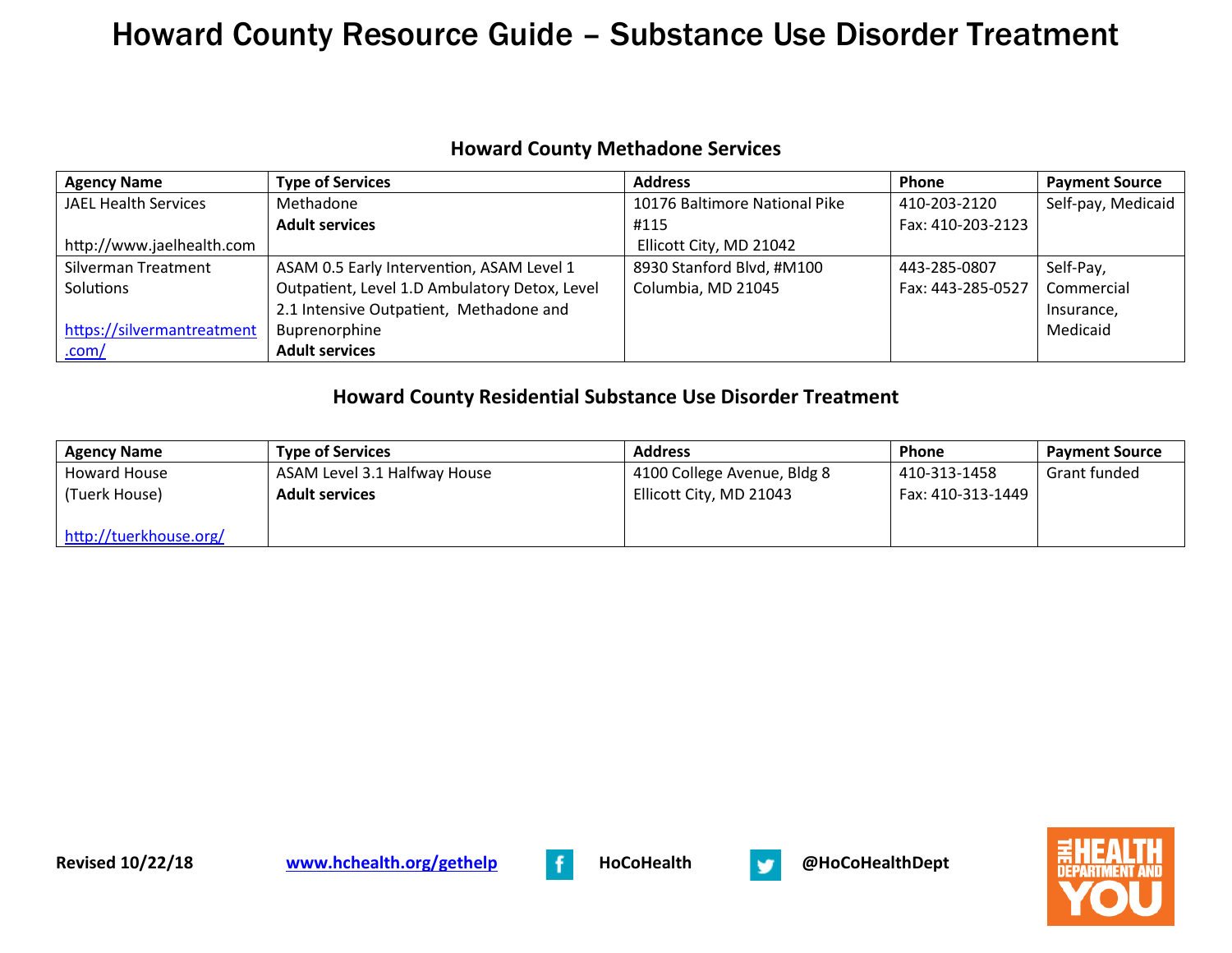# Howard County Resource Guide – Substance Use Disorder Treatment

## Howard County Methadone Services

| Agency Name | Type of Services | Address | Phone | Payment Source |
|---|---|---|---|---|
| JAEL Health Services<br><br>http://www.jaelhealth.com | Methadone<br>**Adult services** | 10176 Baltimore National Pike #115<br>Ellicott City, MD 21042 | 410-203-2120<br>Fax: 410-203-2123 | Self-pay, Medicaid |
| Silverman Treatment Solutions<br><br>https://silvermantreatment.com/ | ASAM 0.5 Early Intervention, ASAM Level 1 Outpatient, Level 1.D Ambulatory Detox, Level 2.1 Intensive Outpatient, Methadone and Buprenorphine<br>**Adult services** | 8930 Stanford Blvd, #M100<br>Columbia, MD 21045 | 443-285-0807<br>Fax: 443-285-0527 | Self-Pay, Commercial Insurance, Medicaid |

## Howard County Residential Substance Use Disorder Treatment

| Agency Name | Type of Services | Address | Phone | Payment Source |
|---|---|---|---|---|
| Howard House (Tuerk House)<br><br>http://tuerkhouse.org/ | ASAM Level 3.1 Halfway House<br>**Adult services** | 4100 College Avenue, Bldg 8<br>Ellicott City, MD 21043 | 410-313-1458<br>Fax: 410-313-1449 | Grant funded |

**Revised 10/22/18** **www.hchealth.org/gethelp** **HoCoHealth** **@HoCoHealthDept**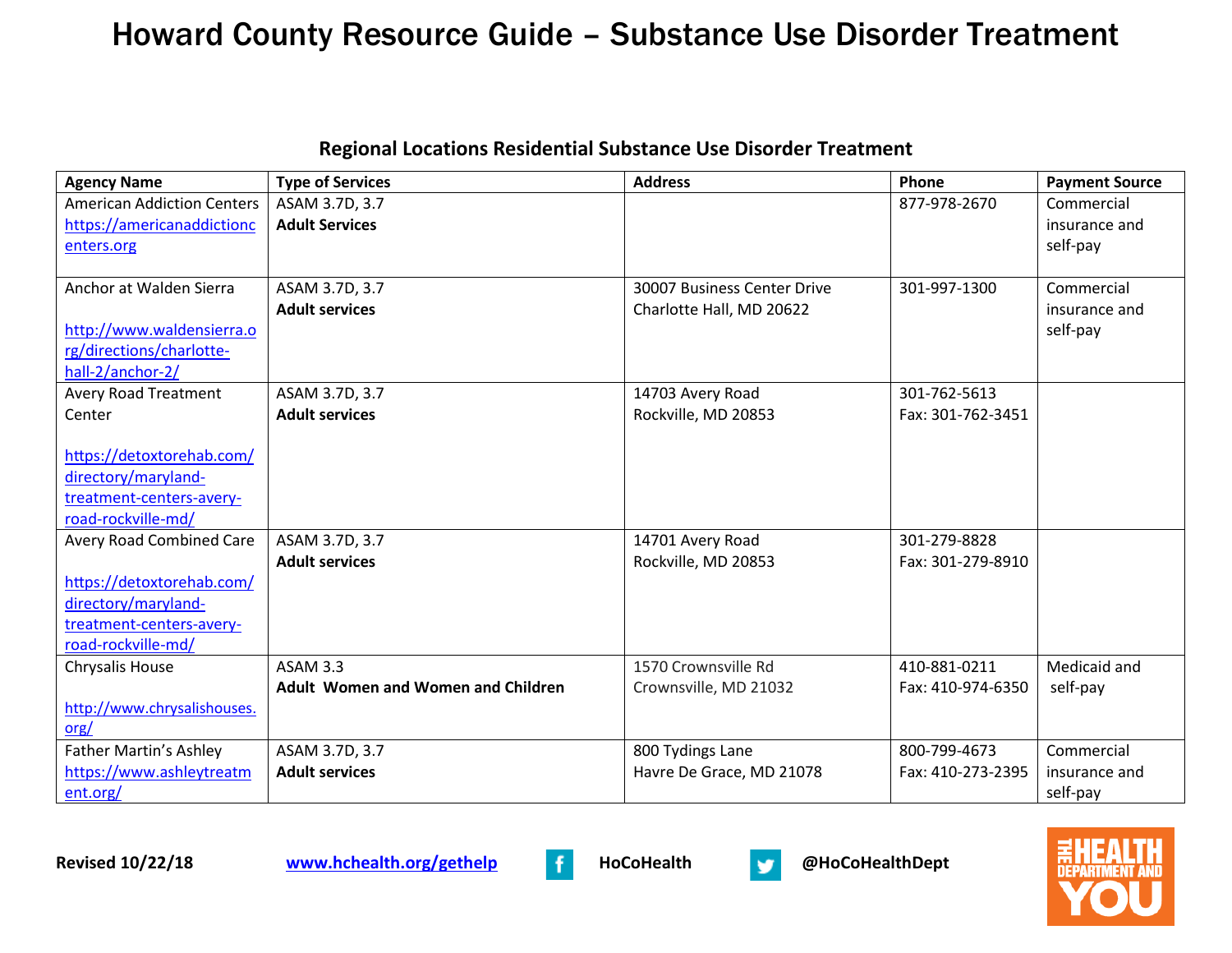# Howard County Resource Guide – Substance Use Disorder Treatment

### Regional Locations Residential Substance Use Disorder Treatment

| Agency Name | Type of Services | Address | Phone | Payment Source |
|---|---|---|---|---|
| American Addiction Centers https://americanaddictioncenters.org | ASAM 3.7D, 3.7 **Adult Services** | | 877-978-2670 | Commercial insurance and self-pay |
| Anchor at Walden Sierra http://www.waldensierra.org/directions/charlotte-hall-2/anchor-2/ | ASAM 3.7D, 3.7 **Adult services** | 30007 Business Center Drive Charlotte Hall, MD 20622 | 301-997-1300 | Commercial insurance and self-pay |
| Avery Road Treatment Center https://detoxtorehab.com/directory/maryland-treatment-centers-avery-road-rockville-md/ | ASAM 3.7D, 3.7 **Adult services** | 14703 Avery Road Rockville, MD 20853 | 301-762-5613 Fax: 301-762-3451 | |
| Avery Road Combined Care https://detoxtorehab.com/directory/maryland-treatment-centers-avery-road-rockville-md/ | ASAM 3.7D, 3.7 **Adult services** | 14701 Avery Road Rockville, MD 20853 | 301-279-8828 Fax: 301-279-8910 | |
| Chrysalis House http://www.chrysalishouses.org/ | ASAM 3.3 **Adult Women and Women and Children** | 1570 Crownsville Rd Crownsville, MD 21032 | 410-881-0211 Fax: 410-974-6350 | Medicaid and self-pay |
| Father Martin's Ashley https://www.ashleytreatment.org/ | ASAM 3.7D, 3.7 **Adult services** | 800 Tydings Lane Havre De Grace, MD 21078 | 800-799-4673 Fax: 410-273-2395 | Commercial insurance and self-pay |

**Revised 10/22/18** **www.hchealth.org/gethelp** **HoCoHealth** **@HoCoHealthDept**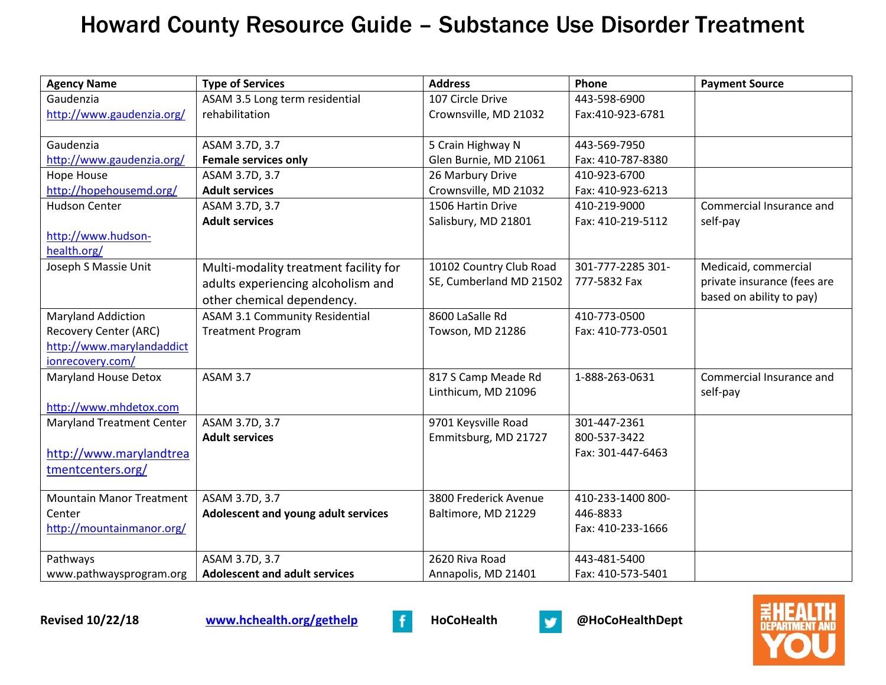# Howard County Resource Guide – Substance Use Disorder Treatment

| Agency Name | Type of Services | Address | Phone | Payment Source |
|---|---|---|---|---|
| Gaudenzia<br>http://www.gaudenzia.org/ | ASAM 3.5 Long term residential rehabilitation | 107 Circle Drive<br>Crownsville, MD 21032 | 443-598-6900<br>Fax:410-923-6781 | |
| Gaudenzia<br>http://www.gaudenzia.org/ | ASAM 3.7D, 3.7<br>**Female services only** | 5 Crain Highway N<br>Glen Burnie, MD 21061 | 443-569-7950<br>Fax: 410-787-8380 | |
| Hope House<br>http://hopehousemd.org/ | ASAM 3.7D, 3.7<br>**Adult services** | 26 Marbury Drive<br>Crownsville, MD 21032 | 410-923-6700<br>Fax: 410-923-6213 | |
| Hudson Center<br>http://www.hudson-health.org/ | ASAM 3.7D, 3.7<br>**Adult services** | 1506 Hartin Drive<br>Salisbury, MD 21801 | 410-219-9000<br>Fax: 410-219-5112 | Commercial Insurance and self-pay |
| Joseph S Massie Unit | Multi-modality treatment facility for adults experiencing alcoholism and other chemical dependency. | 10102 Country Club Road SE, Cumberland MD 21502 | 301-777-2285 301-777-5832 Fax | Medicaid, commercial private insurance (fees are based on ability to pay) |
| Maryland Addiction Recovery Center (ARC)<br>http://www.marylandaddictionrecovery.com/ | ASAM 3.1 Community Residential Treatment Program | 8600 LaSalle Rd<br>Towson, MD 21286 | 410-773-0500<br>Fax: 410-773-0501 | |
| Maryland House Detox<br>http://www.mhdetox.com | ASAM 3.7 | 817 S Camp Meade Rd<br>Linthicum, MD 21096 | 1-888-263-0631 | Commercial Insurance and self-pay |
| Maryland Treatment Center<br>http://www.marylandtreatmentcenters.org/ | ASAM 3.7D, 3.7<br>**Adult services** | 9701 Keysville Road<br>Emmitsburg, MD 21727 | 301-447-2361<br>800-537-3422<br>Fax: 301-447-6463 | |
| Mountain Manor Treatment Center<br>http://mountainmanor.org/ | ASAM 3.7D, 3.7<br>**Adolescent and young adult services** | 3800 Frederick Avenue<br>Baltimore, MD 21229 | 410-233-1400 800-446-8833<br>Fax: 410-233-1666 | |
| Pathways<br>www.pathwaysprogram.org | ASAM 3.7D, 3.7<br>**Adolescent and adult services** | 2620 Riva Road<br>Annapolis, MD 21401 | 443-481-5400<br>Fax: 410-573-5401 | |

**Revised 10/22/18** **www.hchealth.org/gethelp** **HoCoHealth** **@HoCoHealthDept**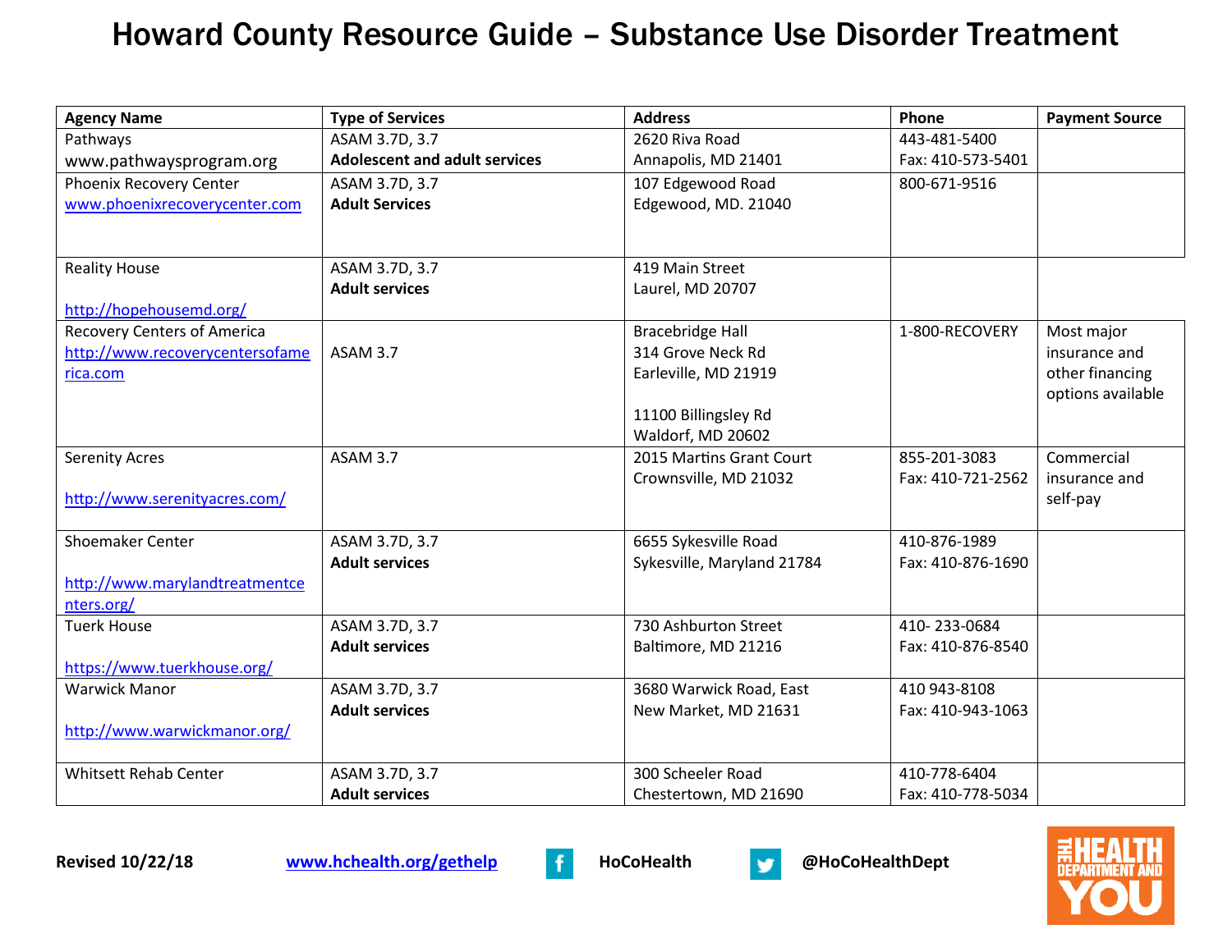# Howard County Resource Guide – Substance Use Disorder Treatment

| Agency Name | Type of Services | Address | Phone | Payment Source |
|---|---|---|---|---|
| Pathways<br>www.pathwaysprogram.org | ASAM 3.7D, 3.7<br>**Adolescent and adult services** | 2620 Riva Road<br>Annapolis, MD 21401 | 443-481-5400<br>Fax: 410-573-5401 | |
| Phoenix Recovery Center<br>www.phoenixrecoverycenter.com | ASAM 3.7D, 3.7<br>**Adult Services** | 107 Edgewood Road<br>Edgewood, MD. 21040 | 800-671-9516 | |
| Reality House<br><br>http://hopehousemd.org/ | ASAM 3.7D, 3.7<br>**Adult services** | 419 Main Street<br>Laurel, MD 20707 | | |
| Recovery Centers of America<br>http://www.recoverycentersofamerica.com | ASAM 3.7 | Bracebridge Hall<br>314 Grove Neck Rd<br>Earleville, MD 21919<br><br>11100 Billingsley Rd<br>Waldorf, MD 20602 | 1-800-RECOVERY | Most major insurance and other financing options available |
| Serenity Acres<br><br>http://www.serenityacres.com/ | ASAM 3.7 | 2015 Martins Grant Court<br>Crownsville, MD 21032 | 855-201-3083<br>Fax: 410-721-2562 | Commercial insurance and self-pay |
| Shoemaker Center<br><br>http://www.marylandtreatmentcenters.org/ | ASAM 3.7D, 3.7<br>**Adult services** | 6655 Sykesville Road<br>Sykesville, Maryland 21784 | 410-876-1989<br>Fax: 410-876-1690 | |
| Tuerk House<br><br>https://www.tuerkhouse.org/ | ASAM 3.7D, 3.7<br>**Adult services** | 730 Ashburton Street<br>Baltimore, MD 21216 | 410- 233-0684<br>Fax: 410-876-8540 | |
| Warwick Manor<br><br>http://www.warwickmanor.org/ | ASAM 3.7D, 3.7<br>**Adult services** | 3680 Warwick Road, East<br>New Market, MD 21631 | 410 943-8108<br>Fax: 410-943-1063 | |
| Whitsett Rehab Center | ASAM 3.7D, 3.7<br>**Adult services** | 300 Scheeler Road<br>Chestertown, MD 21690 | 410-778-6404<br>Fax: 410-778-5034 | |

**Revised 10/22/18** www.hchealth.org/gethelp **HoCoHealth** **@HoCoHealthDept**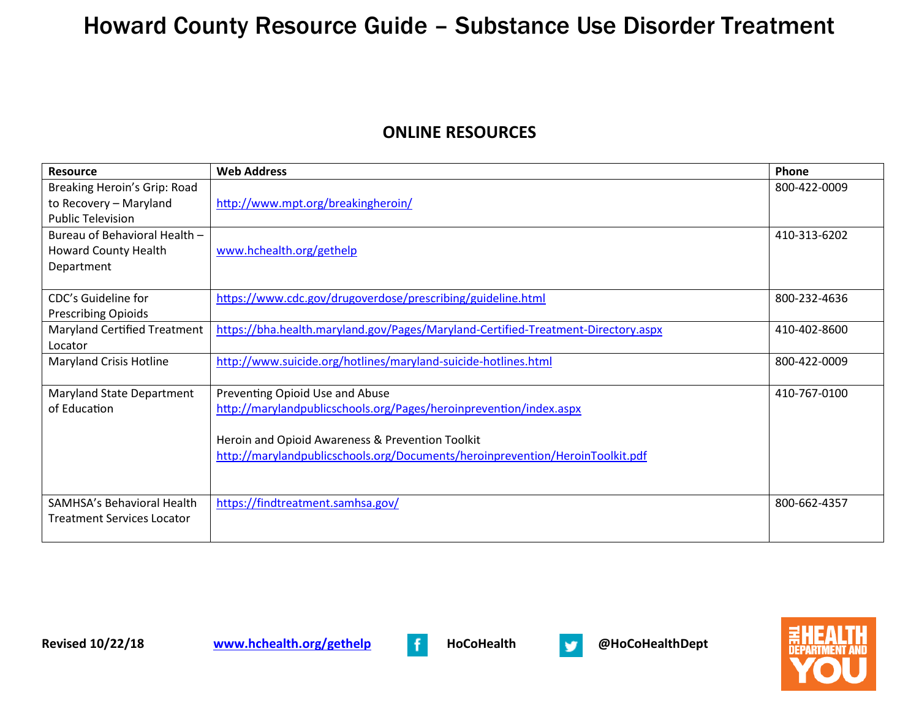# Howard County Resource Guide – Substance Use Disorder Treatment

## ONLINE RESOURCES

| Resource | Web Address | Phone |
|---|---|---|
| Breaking Heroin's Grip: Road to Recovery – Maryland Public Television | http://www.mpt.org/breakingheroin/ | 800-422-0009 |
| Bureau of Behavioral Health – Howard County Health Department | www.hchealth.org/gethelp | 410-313-6202 |
| CDC's Guideline for Prescribing Opioids | https://www.cdc.gov/drugoverdose/prescribing/guideline.html | 800-232-4636 |
| Maryland Certified Treatment Locator | https://bha.health.maryland.gov/Pages/Maryland-Certified-Treatment-Directory.aspx | 410-402-8600 |
| Maryland Crisis Hotline | http://www.suicide.org/hotlines/maryland-suicide-hotlines.html | 800-422-0009 |
| Maryland State Department of Education | Preventing Opioid Use and Abuse<br>http://marylandpublicschools.org/Pages/heroinprevention/index.aspx<br><br>Heroin and Opioid Awareness & Prevention Toolkit<br>http://marylandpublicschools.org/Documents/heroinprevention/HeroinToolkit.pdf | 410-767-0100 |
| SAMHSA's Behavioral Health Treatment Services Locator | https://findtreatment.samhsa.gov/ | 800-662-4357 |

**Revised 10/22/18** **www.hchealth.org/gethelp** **HoCoHealth** **@HoCoHealthDept**